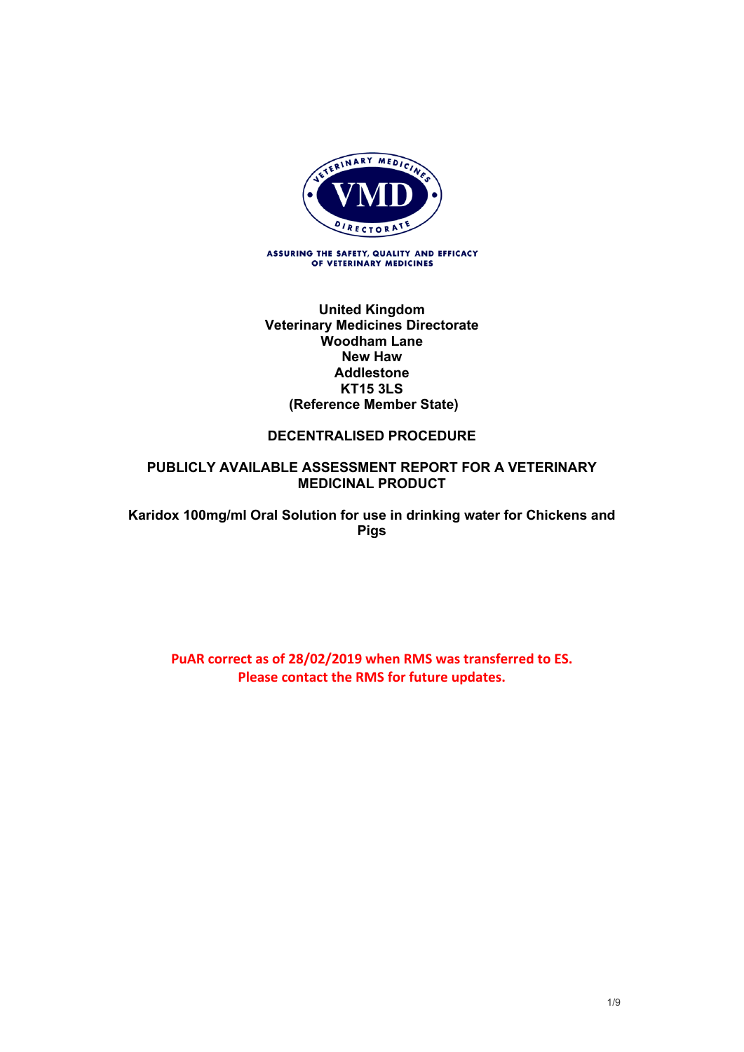ASSURING THE SAFETY, QUALITY AND EFFICACY OF VETERINARY MEDICINES

**United Kingdom**
**Veterinary Medicines Directorate**
**Woodham Lane**
**New Haw**
**Addlestone**
**KT15 3LS**
**(Reference Member State)**

**DECENTRALISED PROCEDURE**

**PUBLICLY AVAILABLE ASSESSMENT REPORT FOR A VETERINARY MEDICINAL PRODUCT**

**Karidox 100mg/ml Oral Solution for use in drinking water for Chickens and Pigs**

**PuAR correct as of 28/02/2019 when RMS was transferred to ES.**
**Please contact the RMS for future updates.**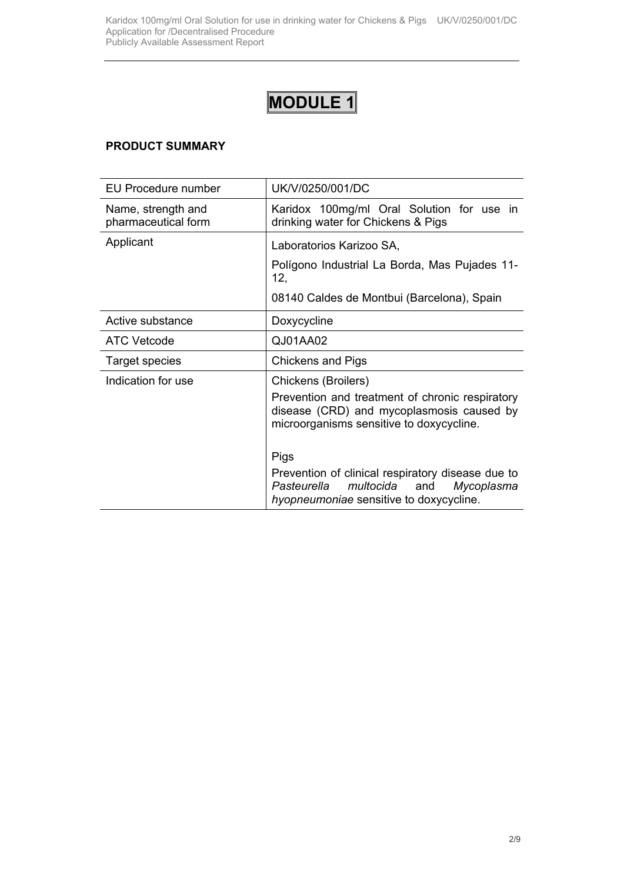# MODULE 1

## PRODUCT SUMMARY

| EU Procedure number | UK/V/0250/001/DC |
|---|---|
| Name, strength and pharmaceutical form | Karidox 100mg/ml Oral Solution for use in drinking water for Chickens & Pigs |
| Applicant | Laboratorios Karizoo SA,<br>Polígono Industrial La Borda, Mas Pujades 11-12,<br>08140 Caldes de Montbui (Barcelona), Spain |
| Active substance | Doxycycline |
| ATC Vetcode | QJ01AA02 |
| Target species | Chickens and Pigs |
| Indication for use | Chickens (Broilers)<br>Prevention and treatment of chronic respiratory disease (CRD) and mycoplasmosis caused by microorganisms sensitive to doxycycline.<br><br>Pigs<br>Prevention of clinical respiratory disease due to *Pasteurella multocida* and *Mycoplasma hyopneumoniae* sensitive to doxycycline. |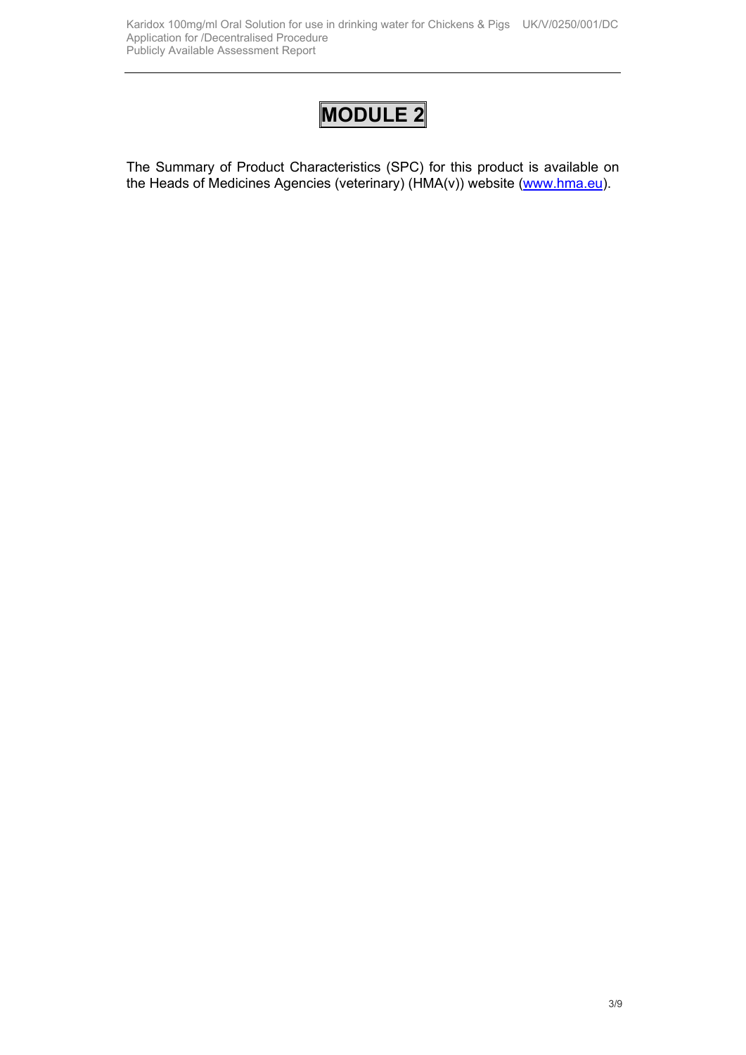# MODULE 2

The Summary of Product Characteristics (SPC) for this product is available on the Heads of Medicines Agencies (veterinary) (HMA(v)) website (www.hma.eu).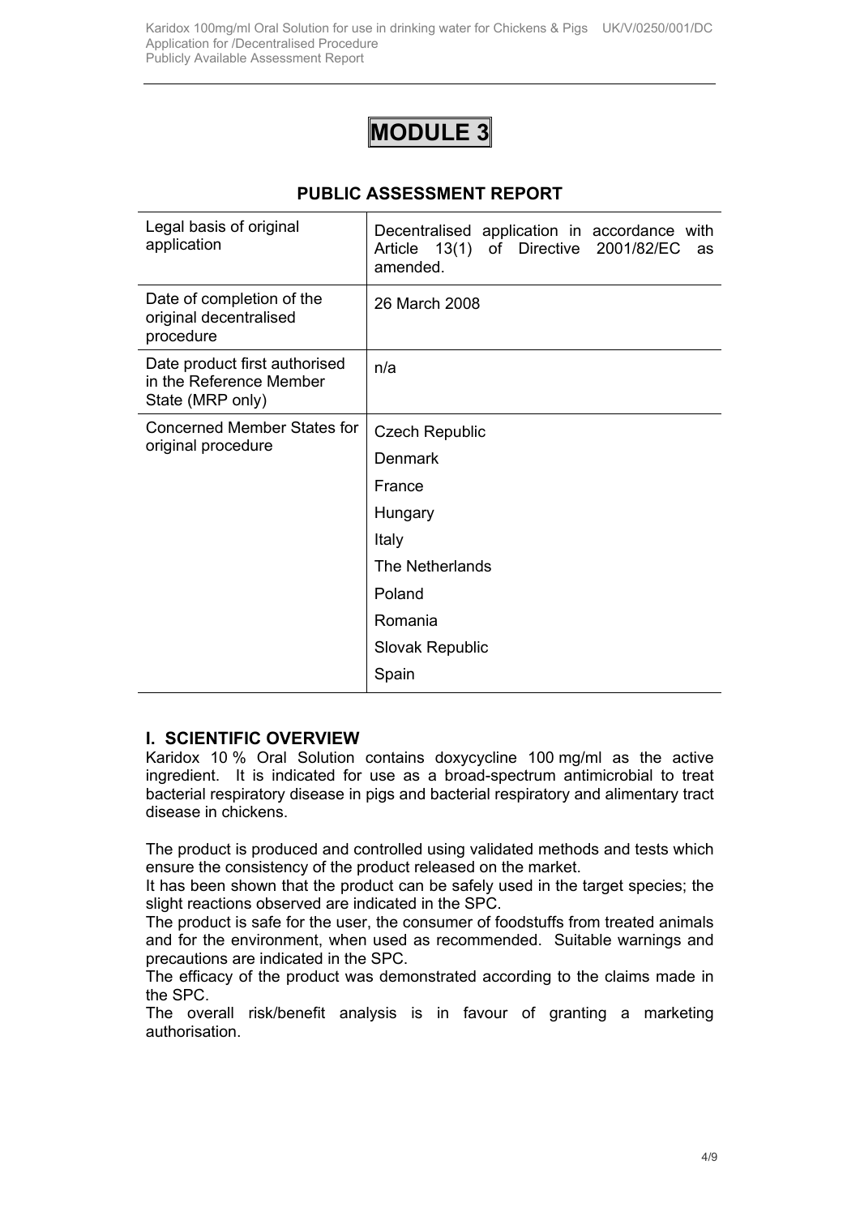# MODULE 3

## PUBLIC ASSESSMENT REPORT

| Legal basis of original application | Decentralised application in accordance with Article 13(1) of Directive 2001/82/EC as amended. |
|---|---|
| Date of completion of the original decentralised procedure | 26 March 2008 |
| Date product first authorised in the Reference Member State (MRP only) | n/a |
| Concerned Member States for original procedure | Czech Republic<br>Denmark<br>France<br>Hungary<br>Italy<br>The Netherlands<br>Poland<br>Romania<br>Slovak Republic<br>Spain |

## I. SCIENTIFIC OVERVIEW

Karidox 10 % Oral Solution contains doxycycline 100 mg/ml as the active ingredient. It is indicated for use as a broad-spectrum antimicrobial to treat bacterial respiratory disease in pigs and bacterial respiratory and alimentary tract disease in chickens.

The product is produced and controlled using validated methods and tests which ensure the consistency of the product released on the market.

It has been shown that the product can be safely used in the target species; the slight reactions observed are indicated in the SPC.

The product is safe for the user, the consumer of foodstuffs from treated animals and for the environment, when used as recommended. Suitable warnings and precautions are indicated in the SPC.

The efficacy of the product was demonstrated according to the claims made in the SPC.

The overall risk/benefit analysis is in favour of granting a marketing authorisation.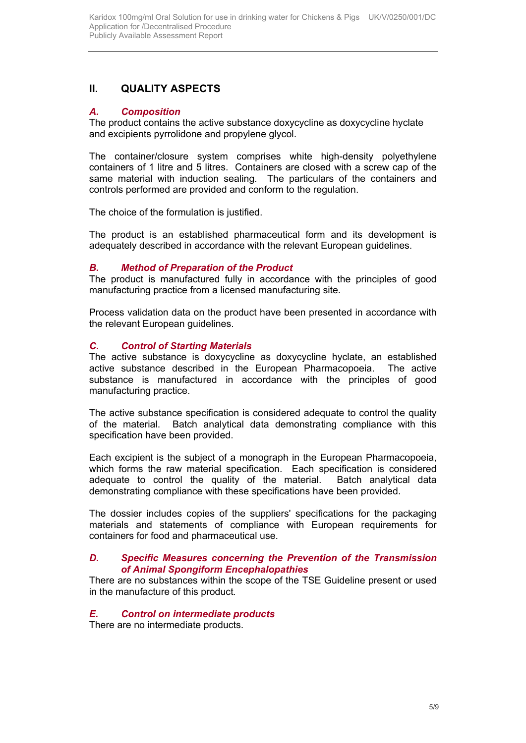## II. QUALITY ASPECTS

### *A. Composition*

The product contains the active substance doxycycline as doxycycline hyclate and excipients pyrrolidone and propylene glycol.

The container/closure system comprises white high-density polyethylene containers of 1 litre and 5 litres. Containers are closed with a screw cap of the same material with induction sealing. The particulars of the containers and controls performed are provided and conform to the regulation.

The choice of the formulation is justified.

The product is an established pharmaceutical form and its development is adequately described in accordance with the relevant European guidelines.

### *B. Method of Preparation of the Product*

The product is manufactured fully in accordance with the principles of good manufacturing practice from a licensed manufacturing site.

Process validation data on the product have been presented in accordance with the relevant European guidelines.

### *C. Control of Starting Materials*

The active substance is doxycycline as doxycycline hyclate, an established active substance described in the European Pharmacopoeia. The active substance is manufactured in accordance with the principles of good manufacturing practice.

The active substance specification is considered adequate to control the quality of the material. Batch analytical data demonstrating compliance with this specification have been provided.

Each excipient is the subject of a monograph in the European Pharmacopoeia, which forms the raw material specification. Each specification is considered adequate to control the quality of the material. Batch analytical data demonstrating compliance with these specifications have been provided.

The dossier includes copies of the suppliers' specifications for the packaging materials and statements of compliance with European requirements for containers for food and pharmaceutical use.

### *D. Specific Measures concerning the Prevention of the Transmission of Animal Spongiform Encephalopathies*

There are no substances within the scope of the TSE Guideline present or used in the manufacture of this product.

### *E. Control on intermediate products*

There are no intermediate products.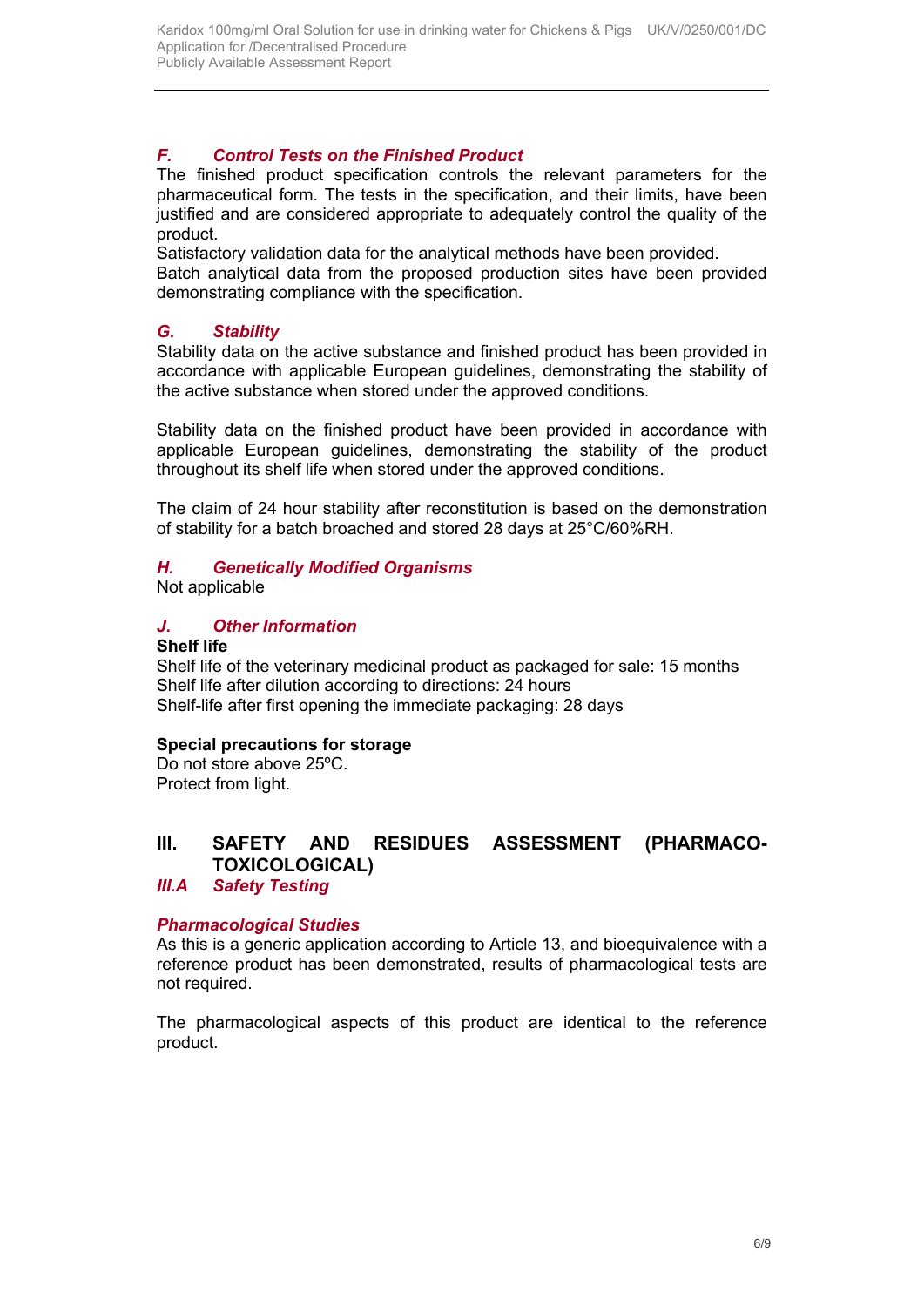### *F. Control Tests on the Finished Product*

The finished product specification controls the relevant parameters for the pharmaceutical form. The tests in the specification, and their limits, have been justified and are considered appropriate to adequately control the quality of the product.

Satisfactory validation data for the analytical methods have been provided.

Batch analytical data from the proposed production sites have been provided demonstrating compliance with the specification.

### *G. Stability*

Stability data on the active substance and finished product has been provided in accordance with applicable European guidelines, demonstrating the stability of the active substance when stored under the approved conditions.

Stability data on the finished product have been provided in accordance with applicable European guidelines, demonstrating the stability of the product throughout its shelf life when stored under the approved conditions.

The claim of 24 hour stability after reconstitution is based on the demonstration of stability for a batch broached and stored 28 days at 25°C/60%RH.

### *H. Genetically Modified Organisms*

Not applicable

### *J. Other Information*

**Shelf life**

Shelf life of the veterinary medicinal product as packaged for sale: 15 months
Shelf life after dilution according to directions: 24 hours
Shelf-life after first opening the immediate packaging: 28 days

**Special precautions for storage**

Do not store above 25ºC.
Protect from light.

## III. SAFETY AND RESIDUES ASSESSMENT (PHARMACO-TOXICOLOGICAL)

### *III.A Safety Testing*

#### *Pharmacological Studies*

As this is a generic application according to Article 13, and bioequivalence with a reference product has been demonstrated, results of pharmacological tests are not required.

The pharmacological aspects of this product are identical to the reference product.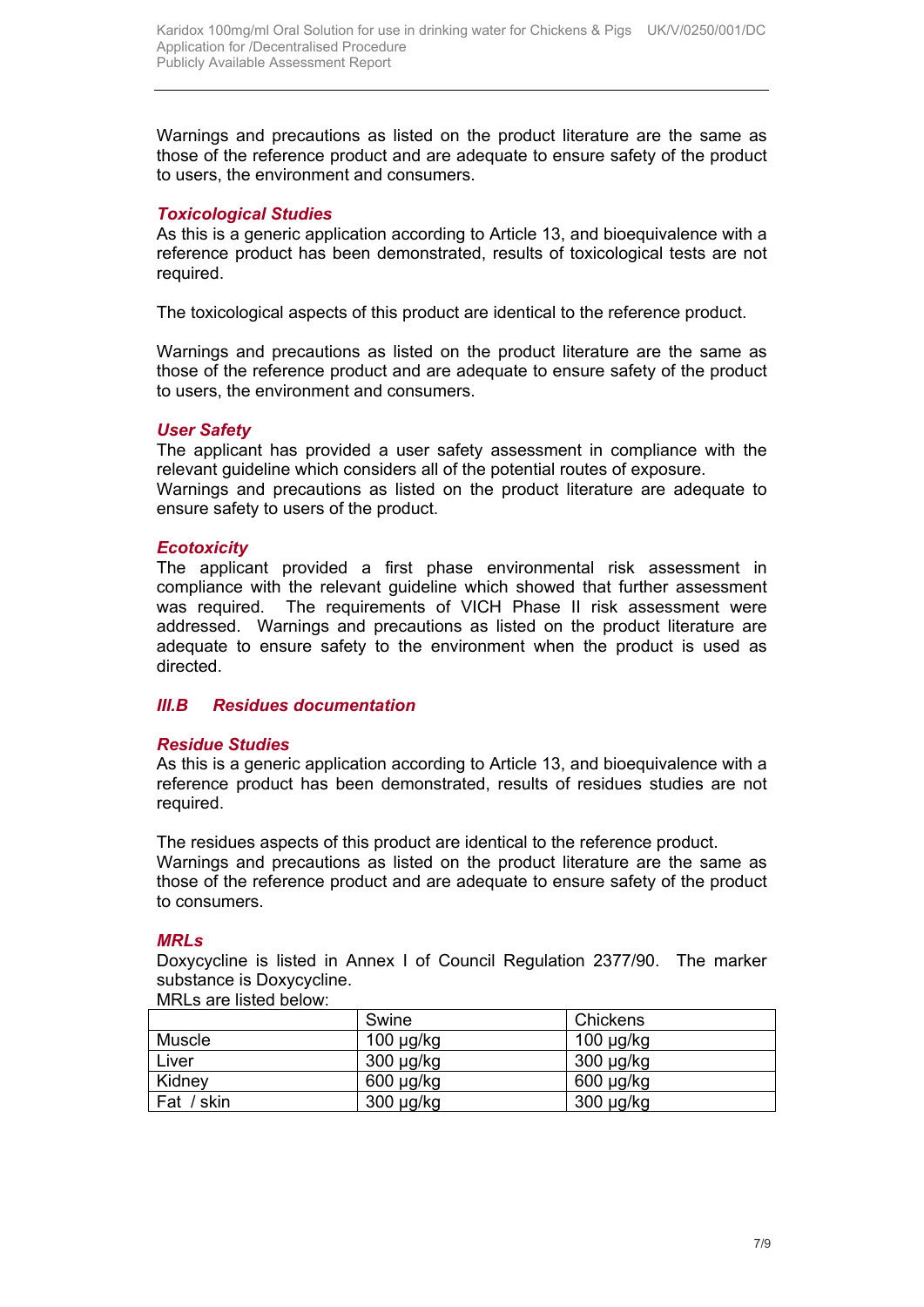Warnings and precautions as listed on the product literature are the same as those of the reference product and are adequate to ensure safety of the product to users, the environment and consumers.

### *Toxicological Studies*

As this is a generic application according to Article 13, and bioequivalence with a reference product has been demonstrated, results of toxicological tests are not required.

The toxicological aspects of this product are identical to the reference product.

Warnings and precautions as listed on the product literature are the same as those of the reference product and are adequate to ensure safety of the product to users, the environment and consumers.

### *User Safety*

The applicant has provided a user safety assessment in compliance with the relevant guideline which considers all of the potential routes of exposure.
Warnings and precautions as listed on the product literature are adequate to ensure safety to users of the product.

### *Ecotoxicity*

The applicant provided a first phase environmental risk assessment in compliance with the relevant guideline which showed that further assessment was required. The requirements of VICH Phase II risk assessment were addressed. Warnings and precautions as listed on the product literature are adequate to ensure safety to the environment when the product is used as directed.

## *III.B Residues documentation*

### *Residue Studies*

As this is a generic application according to Article 13, and bioequivalence with a reference product has been demonstrated, results of residues studies are not required.

The residues aspects of this product are identical to the reference product.
Warnings and precautions as listed on the product literature are the same as those of the reference product and are adequate to ensure safety of the product to consumers.

### *MRLs*

Doxycycline is listed in Annex I of Council Regulation 2377/90. The marker substance is Doxycycline.
MRLs are listed below:

| | Swine | Chickens |
|---|---|---|
| Muscle | 100 µg/kg | 100 µg/kg |
| Liver | 300 µg/kg | 300 µg/kg |
| Kidney | 600 µg/kg | 600 µg/kg |
| Fat / skin | 300 µg/kg | 300 µg/kg |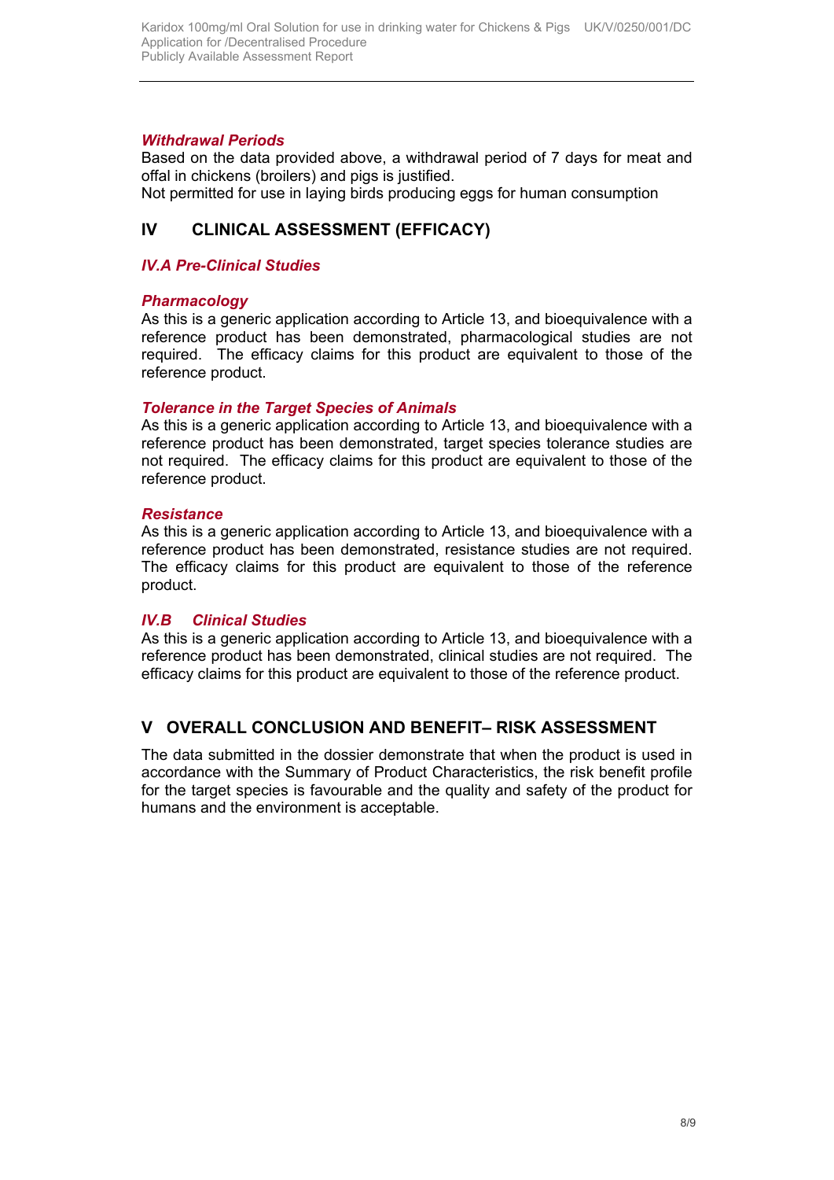### *Withdrawal Periods*

Based on the data provided above, a withdrawal period of 7 days for meat and offal in chickens (broilers) and pigs is justified.
Not permitted for use in laying birds producing eggs for human consumption

## IV CLINICAL ASSESSMENT (EFFICACY)

### *IV.A Pre-Clinical Studies*

### *Pharmacology*

As this is a generic application according to Article 13, and bioequivalence with a reference product has been demonstrated, pharmacological studies are not required. The efficacy claims for this product are equivalent to those of the reference product.

### *Tolerance in the Target Species of Animals*

As this is a generic application according to Article 13, and bioequivalence with a reference product has been demonstrated, target species tolerance studies are not required. The efficacy claims for this product are equivalent to those of the reference product.

### *Resistance*

As this is a generic application according to Article 13, and bioequivalence with a reference product has been demonstrated, resistance studies are not required. The efficacy claims for this product are equivalent to those of the reference product.

### *IV.B Clinical Studies*

As this is a generic application according to Article 13, and bioequivalence with a reference product has been demonstrated, clinical studies are not required. The efficacy claims for this product are equivalent to those of the reference product.

## V OVERALL CONCLUSION AND BENEFIT– RISK ASSESSMENT

The data submitted in the dossier demonstrate that when the product is used in accordance with the Summary of Product Characteristics, the risk benefit profile for the target species is favourable and the quality and safety of the product for humans and the environment is acceptable.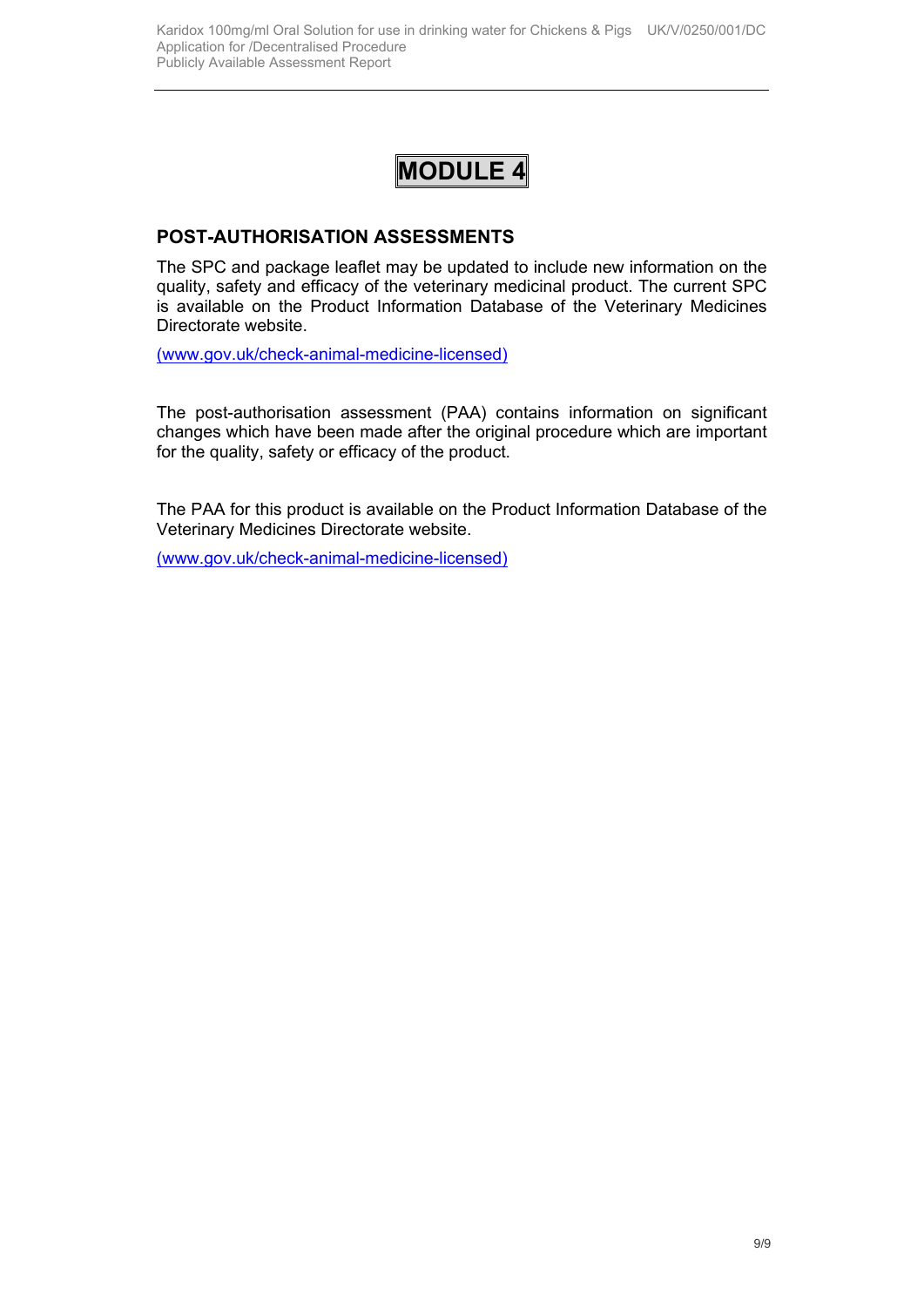# MODULE 4

## POST-AUTHORISATION ASSESSMENTS

The SPC and package leaflet may be updated to include new information on the quality, safety and efficacy of the veterinary medicinal product. The current SPC is available on the Product Information Database of the Veterinary Medicines Directorate website.

(www.gov.uk/check-animal-medicine-licensed)

The post-authorisation assessment (PAA) contains information on significant changes which have been made after the original procedure which are important for the quality, safety or efficacy of the product.

The PAA for this product is available on the Product Information Database of the Veterinary Medicines Directorate website.

(www.gov.uk/check-animal-medicine-licensed)